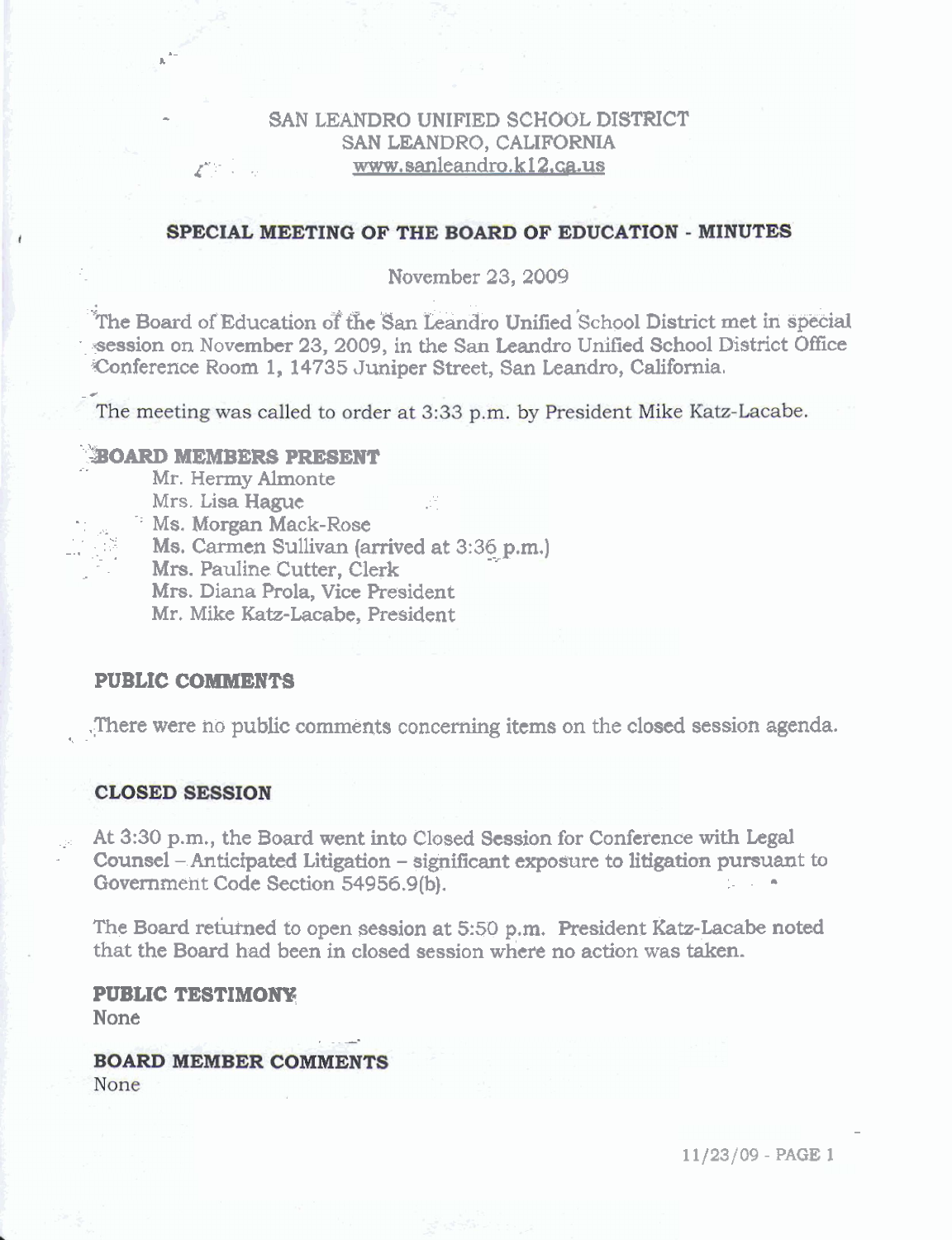SAN LEANDRO UNIFIED SCHOOL DISTRICT
SAN LEANDRO, CALIFORNIA
www.sanleandro.k12.ca.us

# SPECIAL MEETING OF THE BOARD OF EDUCATION - MINUTES

November 23, 2009

The Board of Education of the San Leandro Unified School District met in special session on November 23, 2009, in the San Leandro Unified School District Office Conference Room 1, 14735 Juniper Street, San Leandro, California.

The meeting was called to order at 3:33 p.m. by President Mike Katz-Lacabe.

## BOARD MEMBERS PRESENT

Mr. Hermy Almonte
Mrs. Lisa Hague
Ms. Morgan Mack-Rose
Ms. Carmen Sullivan (arrived at 3:36 p.m.)
Mrs. Pauline Cutter, Clerk
Mrs. Diana Prola, Vice President
Mr. Mike Katz-Lacabe, President

## PUBLIC COMMENTS

There were no public comments concerning items on the closed session agenda.

## CLOSED SESSION

At 3:30 p.m., the Board went into Closed Session for Conference with Legal Counsel – Anticipated Litigation – significant exposure to litigation pursuant to Government Code Section 54956.9(b).

The Board returned to open session at 5:50 p.m. President Katz-Lacabe noted that the Board had been in closed session where no action was taken.

## PUBLIC TESTIMONY

None

## BOARD MEMBER COMMENTS

None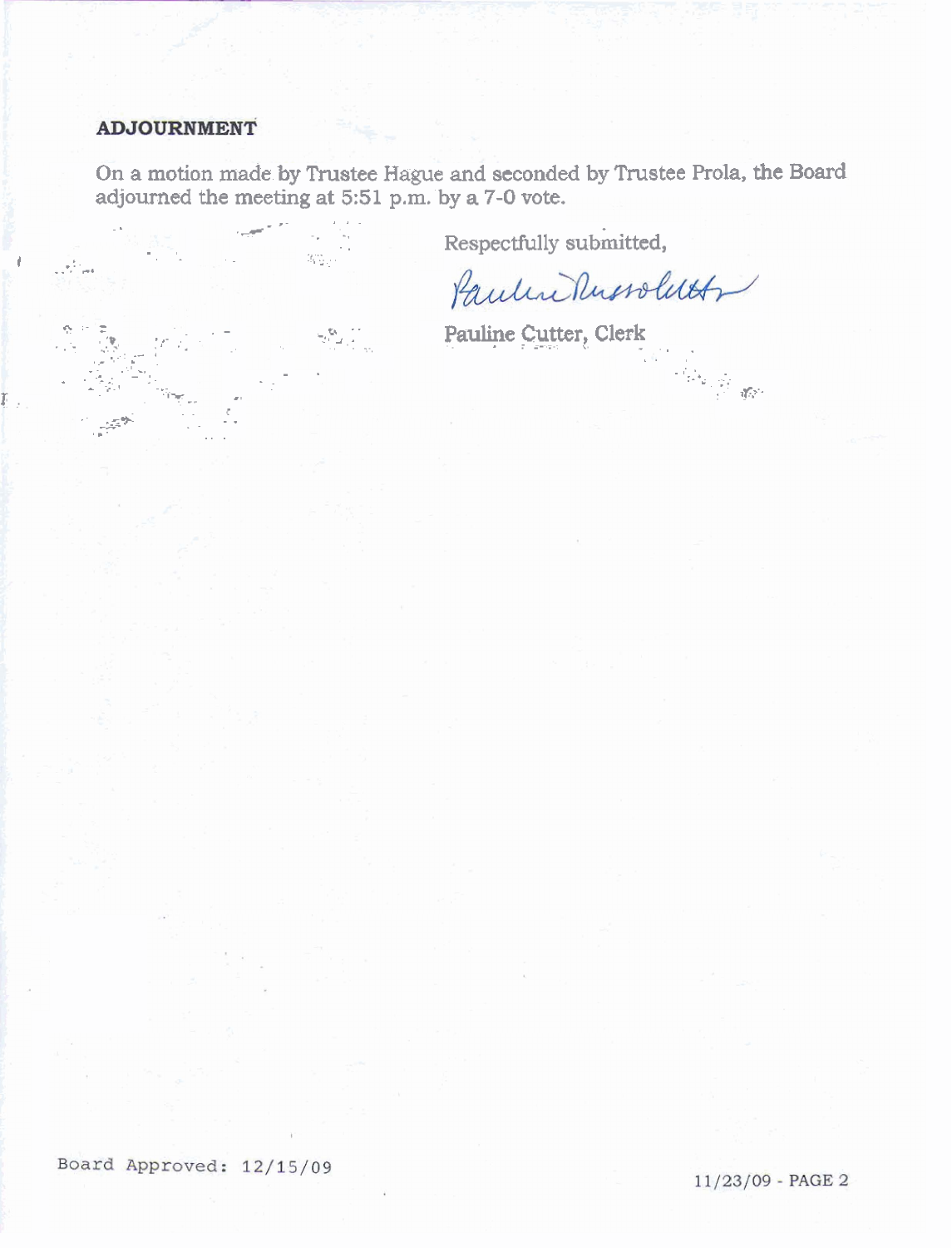## ADJOURNMENT

On a motion made by Trustee Hague and seconded by Trustee Prola, the Board adjourned the meeting at 5:51 p.m. by a 7-0 vote.

Respectfully submitted,

Pauline Cutter, Clerk

Board Approved: 12/15/09